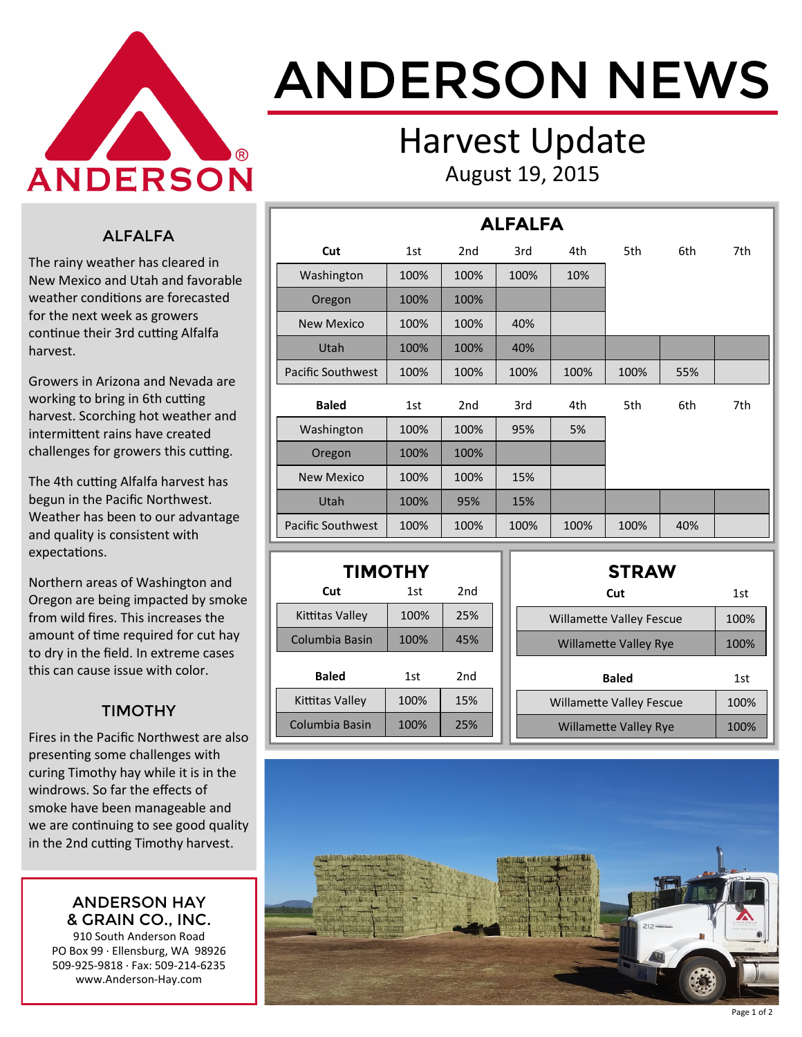ANDERSON

# ANDERSON NEWS

## Harvest Update

August 19, 2015

### ALFALFA

The rainy weather has cleared in New Mexico and Utah and favorable weather conditions are forecasted for the next week as growers continue their 3rd cutting Alfalfa harvest.

Growers in Arizona and Nevada are working to bring in 6th cutting harvest. Scorching hot weather and intermittent rains have created challenges for growers this cutting.

The 4th cutting Alfalfa harvest has begun in the Pacific Northwest. Weather has been to our advantage and quality is consistent with expectations.

Northern areas of Washington and Oregon are being impacted by smoke from wild fires. This increases the amount of time required for cut hay to dry in the field. In extreme cases this can cause issue with color.

### TIMOTHY

Fires in the Pacific Northwest are also presenting some challenges with curing Timothy hay while it is in the windrows. So far the effects of smoke have been manageable and we are continuing to see good quality in the 2nd cutting Timothy harvest.

**ANDERSON HAY & GRAIN CO., INC.**
910 South Anderson Road
PO Box 99 · Ellensburg, WA 98926
509-925-9818 · Fax: 509-214-6235
www.Anderson-Hay.com

### ALFALFA

| Cut | 1st | 2nd | 3rd | 4th | 5th | 6th | 7th |
|---|---|---|---|---|---|---|---|
| Washington | 100% | 100% | 100% | 10% | | | |
| Oregon | 100% | 100% | | | | | |
| New Mexico | 100% | 100% | 40% | | | | |
| Utah | 100% | 100% | 40% | | | | |
| Pacific Southwest | 100% | 100% | 100% | 100% | 100% | 55% | |

| Baled | 1st | 2nd | 3rd | 4th | 5th | 6th | 7th |
|---|---|---|---|---|---|---|---|
| Washington | 100% | 100% | 95% | 5% | | | |
| Oregon | 100% | 100% | | | | | |
| New Mexico | 100% | 100% | 15% | | | | |
| Utah | 100% | 95% | 15% | | | | |
| Pacific Southwest | 100% | 100% | 100% | 100% | 100% | 40% | |

### TIMOTHY

| Cut | 1st | 2nd |
|---|---|---|
| Kittitas Valley | 100% | 25% |
| Columbia Basin | 100% | 45% |

| Baled | 1st | 2nd |
|---|---|---|
| Kittitas Valley | 100% | 15% |
| Columbia Basin | 100% | 25% |

### STRAW

| Cut | 1st |
|---|---|
| Willamette Valley Fescue | 100% |
| Willamette Valley Rye | 100% |

| Baled | 1st |
|---|---|
| Willamette Valley Fescue | 100% |
| Willamette Valley Rye | 100% |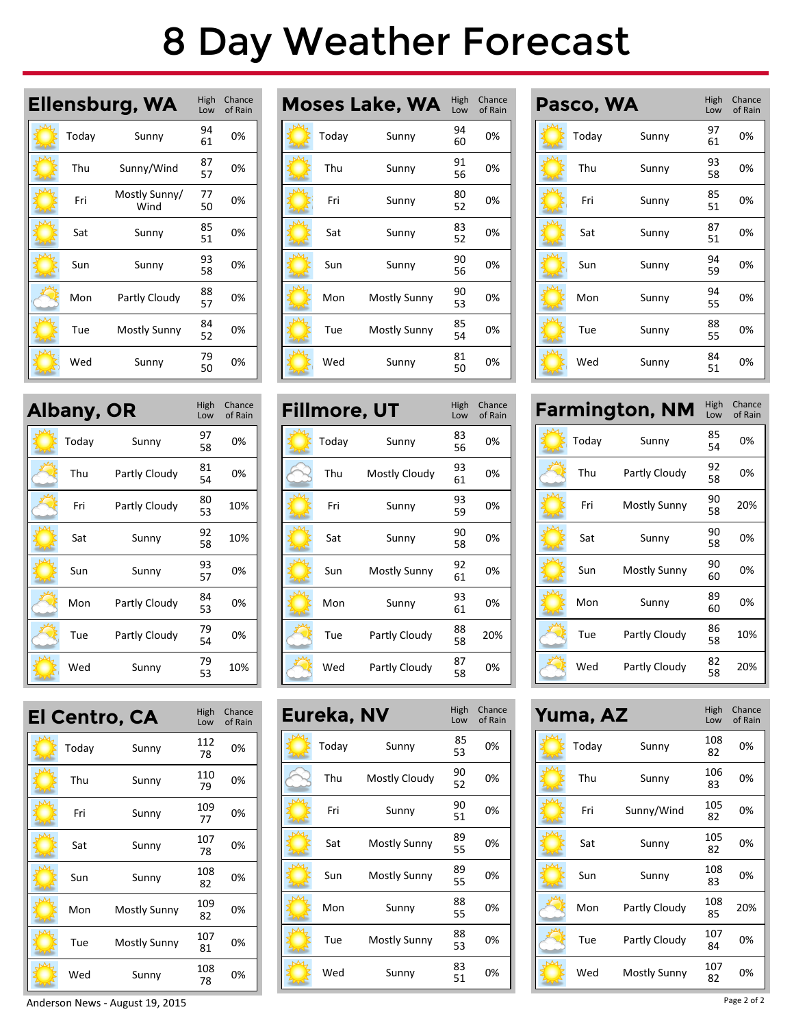# 8 Day Weather Forecast

## Ellensburg, WA

| Day | Forecast | High | Low | Chance of Rain |
|---|---|---|---|---|
| Today | Sunny | 94 | 61 | 0% |
| Thu | Sunny/Wind | 87 | 57 | 0% |
| Fri | Mostly Sunny/ Wind | 77 | 50 | 0% |
| Sat | Sunny | 85 | 51 | 0% |
| Sun | Sunny | 93 | 58 | 0% |
| Mon | Partly Cloudy | 88 | 57 | 0% |
| Tue | Mostly Sunny | 84 | 52 | 0% |
| Wed | Sunny | 79 | 50 | 0% |

## Moses Lake, WA

| Day | Forecast | High | Low | Chance of Rain |
|---|---|---|---|---|
| Today | Sunny | 94 | 60 | 0% |
| Thu | Sunny | 91 | 56 | 0% |
| Fri | Sunny | 80 | 52 | 0% |
| Sat | Sunny | 83 | 52 | 0% |
| Sun | Sunny | 90 | 56 | 0% |
| Mon | Mostly Sunny | 90 | 53 | 0% |
| Tue | Mostly Sunny | 85 | 54 | 0% |
| Wed | Sunny | 81 | 50 | 0% |

## Pasco, WA

| Day | Forecast | High | Low | Chance of Rain |
|---|---|---|---|---|
| Today | Sunny | 97 | 61 | 0% |
| Thu | Sunny | 93 | 58 | 0% |
| Fri | Sunny | 85 | 51 | 0% |
| Sat | Sunny | 87 | 51 | 0% |
| Sun | Sunny | 94 | 59 | 0% |
| Mon | Sunny | 94 | 55 | 0% |
| Tue | Sunny | 88 | 55 | 0% |
| Wed | Sunny | 84 | 51 | 0% |

## Albany, OR

| Day | Forecast | High | Low | Chance of Rain |
|---|---|---|---|---|
| Today | Sunny | 97 | 58 | 0% |
| Thu | Partly Cloudy | 81 | 54 | 0% |
| Fri | Partly Cloudy | 80 | 53 | 10% |
| Sat | Sunny | 92 | 58 | 10% |
| Sun | Sunny | 93 | 57 | 0% |
| Mon | Partly Cloudy | 84 | 53 | 0% |
| Tue | Partly Cloudy | 79 | 54 | 0% |
| Wed | Sunny | 79 | 53 | 10% |

## Fillmore, UT

| Day | Forecast | High | Low | Chance of Rain |
|---|---|---|---|---|
| Today | Sunny | 83 | 56 | 0% |
| Thu | Mostly Cloudy | 93 | 61 | 0% |
| Fri | Sunny | 93 | 59 | 0% |
| Sat | Sunny | 90 | 58 | 0% |
| Sun | Mostly Sunny | 92 | 61 | 0% |
| Mon | Sunny | 93 | 61 | 0% |
| Tue | Partly Cloudy | 88 | 58 | 20% |
| Wed | Partly Cloudy | 87 | 58 | 0% |

## Farmington, NM

| Day | Forecast | High | Low | Chance of Rain |
|---|---|---|---|---|
| Today | Sunny | 85 | 54 | 0% |
| Thu | Partly Cloudy | 92 | 58 | 0% |
| Fri | Mostly Sunny | 90 | 58 | 20% |
| Sat | Sunny | 90 | 58 | 0% |
| Sun | Mostly Sunny | 90 | 60 | 0% |
| Mon | Sunny | 89 | 60 | 0% |
| Tue | Partly Cloudy | 86 | 58 | 10% |
| Wed | Partly Cloudy | 82 | 58 | 20% |

## El Centro, CA

| Day | Forecast | High | Low | Chance of Rain |
|---|---|---|---|---|
| Today | Sunny | 112 | 78 | 0% |
| Thu | Sunny | 110 | 79 | 0% |
| Fri | Sunny | 109 | 77 | 0% |
| Sat | Sunny | 107 | 78 | 0% |
| Sun | Sunny | 108 | 82 | 0% |
| Mon | Mostly Sunny | 109 | 82 | 0% |
| Tue | Mostly Sunny | 107 | 81 | 0% |
| Wed | Sunny | 108 | 78 | 0% |

## Eureka, NV

| Day | Forecast | High | Low | Chance of Rain |
|---|---|---|---|---|
| Today | Sunny | 85 | 53 | 0% |
| Thu | Mostly Cloudy | 90 | 52 | 0% |
| Fri | Sunny | 90 | 51 | 0% |
| Sat | Mostly Sunny | 89 | 55 | 0% |
| Sun | Mostly Sunny | 89 | 55 | 0% |
| Mon | Sunny | 88 | 55 | 0% |
| Tue | Mostly Sunny | 88 | 53 | 0% |
| Wed | Sunny | 83 | 51 | 0% |

## Yuma, AZ

| Day | Forecast | High | Low | Chance of Rain |
|---|---|---|---|---|
| Today | Sunny | 108 | 82 | 0% |
| Thu | Sunny | 106 | 83 | 0% |
| Fri | Sunny/Wind | 105 | 82 | 0% |
| Sat | Sunny | 105 | 82 | 0% |
| Sun | Sunny | 108 | 83 | 0% |
| Mon | Partly Cloudy | 108 | 85 | 20% |
| Tue | Partly Cloudy | 107 | 84 | 0% |
| Wed | Mostly Sunny | 107 | 82 | 0% |

Anderson News - August 19, 2015